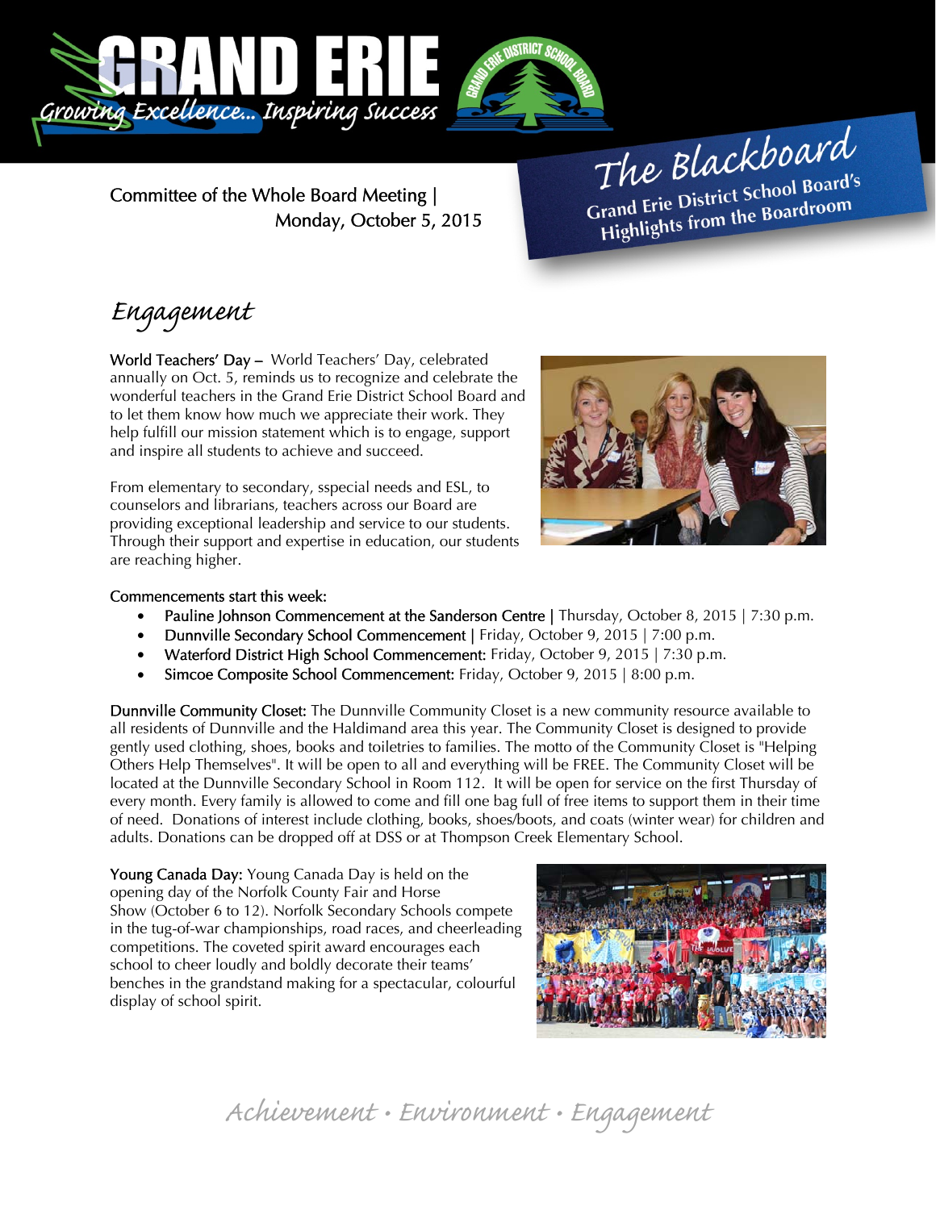GRAND ERIE

*Growing Excellence... Inspiring Success*

# The Blackboard

**Grand Erie District School Board's Highlights from the Boardroom**

Committee of the Whole Board Meeting | Monday, October 5, 2015

## *Engagement*

**World Teachers' Day –** World Teachers' Day, celebrated annually on Oct. 5, reminds us to recognize and celebrate the wonderful teachers in the Grand Erie District School Board and to let them know how much we appreciate their work. They help fulfill our mission statement which is to engage, support and inspire all students to achieve and succeed.

From elementary to secondary, sspecial needs and ESL, to counselors and librarians, teachers across our Board are providing exceptional leadership and service to our students. Through their support and expertise in education, our students are reaching higher.

**Commencements start this week:**

- **Pauline Johnson Commencement at the Sanderson Centre |** Thursday, October 8, 2015 | 7:30 p.m.
- **Dunnville Secondary School Commencement |** Friday, October 9, 2015 | 7:00 p.m.
- **Waterford District High School Commencement:** Friday, October 9, 2015 | 7:30 p.m.
- **Simcoe Composite School Commencement:** Friday, October 9, 2015 | 8:00 p.m.

**Dunnville Community Closet:** The Dunnville Community Closet is a new community resource available to all residents of Dunnville and the Haldimand area this year. The Community Closet is designed to provide gently used clothing, shoes, books and toiletries to families. The motto of the Community Closet is "Helping Others Help Themselves". It will be open to all and everything will be FREE. The Community Closet will be located at the Dunnville Secondary School in Room 112. It will be open for service on the first Thursday of every month. Every family is allowed to come and fill one bag full of free items to support them in their time of need. Donations of interest include clothing, books, shoes/boots, and coats (winter wear) for children and adults. Donations can be dropped off at DSS or at Thompson Creek Elementary School.

**Young Canada Day:** Young Canada Day is held on the opening day of the Norfolk County Fair and Horse Show (October 6 to 12). Norfolk Secondary Schools compete in the tug-of-war championships, road races, and cheerleading competitions. The coveted spirit award encourages each school to cheer loudly and boldly decorate their teams' benches in the grandstand making for a spectacular, colourful display of school spirit.

*Achievement • Environment • Engagement*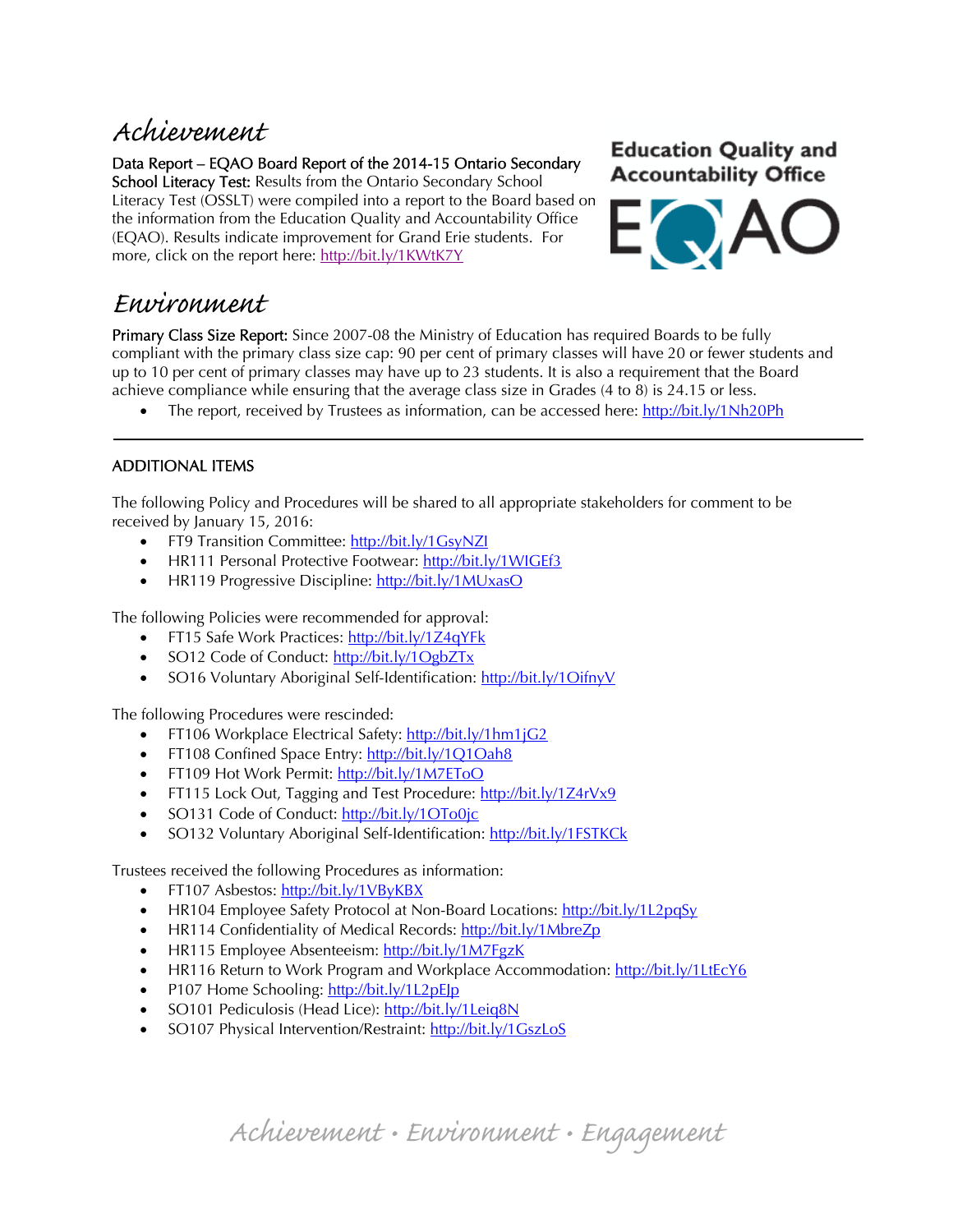# Achievement

**Data Report – EQAO Board Report of the 2014-15 Ontario Secondary School Literacy Test:** Results from the Ontario Secondary School Literacy Test (OSSLT) were compiled into a report to the Board based on the information from the Education Quality and Accountability Office (EQAO). Results indicate improvement for Grand Erie students. For more, click on the report here: http://bit.ly/1KWtK7Y

Education Quality and Accountability Office

EQAO

# Environment

**Primary Class Size Report:** Since 2007-08 the Ministry of Education has required Boards to be fully compliant with the primary class size cap: 90 per cent of primary classes will have 20 or fewer students and up to 10 per cent of primary classes may have up to 23 students. It is also a requirement that the Board achieve compliance while ensuring that the average class size in Grades (4 to 8) is 24.15 or less.

- The report, received by Trustees as information, can be accessed here: http://bit.ly/1Nh20Ph

---

ADDITIONAL ITEMS

The following Policy and Procedures will be shared to all appropriate stakeholders for comment to be received by January 15, 2016:

- FT9 Transition Committee: http://bit.ly/1GsyNZI
- HR111 Personal Protective Footwear: http://bit.ly/1WIGEf3
- HR119 Progressive Discipline: http://bit.ly/1MUxasO

The following Policies were recommended for approval:

- FT15 Safe Work Practices: http://bit.ly/1Z4qYFk
- SO12 Code of Conduct: http://bit.ly/1OgbZTx
- SO16 Voluntary Aboriginal Self-Identification: http://bit.ly/1OifnyV

The following Procedures were rescinded:

- FT106 Workplace Electrical Safety: http://bit.ly/1hm1jG2
- FT108 Confined Space Entry: http://bit.ly/1Q1Oah8
- FT109 Hot Work Permit: http://bit.ly/1M7EToO
- FT115 Lock Out, Tagging and Test Procedure: http://bit.ly/1Z4rVx9
- SO131 Code of Conduct: http://bit.ly/1OTo0jc
- SO132 Voluntary Aboriginal Self-Identification: http://bit.ly/1FSTKCk

Trustees received the following Procedures as information:

- FT107 Asbestos: http://bit.ly/1VByKBX
- HR104 Employee Safety Protocol at Non-Board Locations: http://bit.ly/1L2pqSy
- HR114 Confidentiality of Medical Records: http://bit.ly/1MbreZp
- HR115 Employee Absenteeism: http://bit.ly/1M7FgzK
- HR116 Return to Work Program and Workplace Accommodation: http://bit.ly/1LtEcY6
- P107 Home Schooling: http://bit.ly/1L2pEJp
- SO101 Pediculosis (Head Lice): http://bit.ly/1Leiq8N
- SO107 Physical Intervention/Restraint: http://bit.ly/1GszLoS